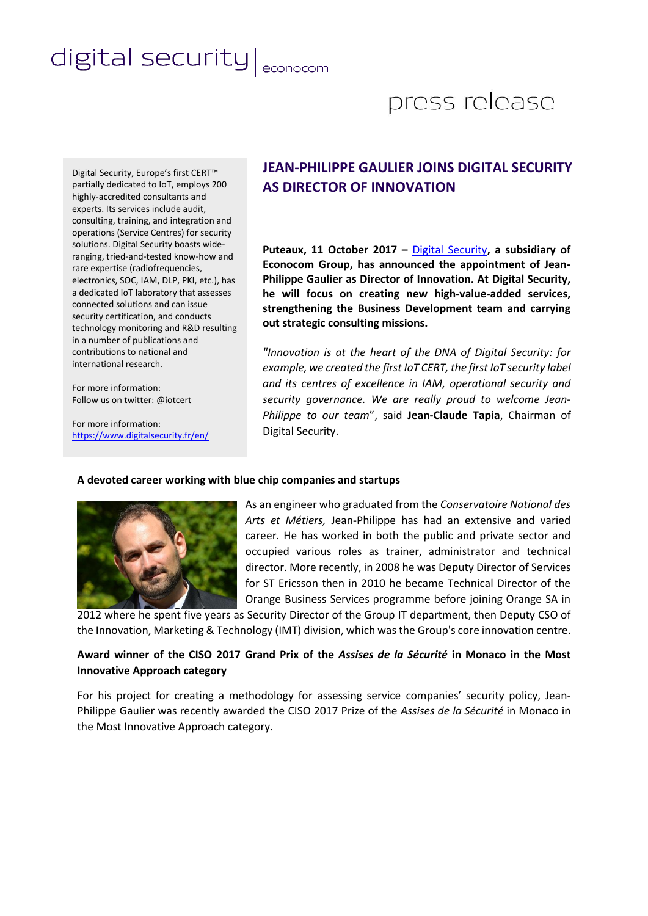digital security | econocom

press release

# JEAN-PHILIPPE GAULIER JOINS DIGITAL SECURITY AS DIRECTOR OF INNOVATION

**Puteaux, 11 October 2017 – [Digital Security](https://www.digitalsecurity.fr/en/), a subsidiary of Econocom Group, has announced the appointment of Jean-Philippe Gaulier as Director of Innovation. At Digital Security, he will focus on creating new high-value-added services, strengthening the Business Development team and carrying out strategic consulting missions.**

*"Innovation is at the heart of the DNA of Digital Security: for example, we created the first IoT CERT, the first IoT security label and its centres of excellence in IAM, operational security and security governance. We are really proud to welcome Jean-Philippe to our team*", said **Jean-Claude Tapia**, Chairman of Digital Security.

Digital Security, Europe's first CERT™ partially dedicated to IoT, employs 200 highly-accredited consultants and experts. Its services include audit, consulting, training, and integration and operations (Service Centres) for security solutions. Digital Security boasts wide-ranging, tried-and-tested know-how and rare expertise (radiofrequencies, electronics, SOC, IAM, DLP, PKI, etc.), has a dedicated IoT laboratory that assesses connected solutions and can issue security certification, and conducts technology monitoring and R&D resulting in a number of publications and contributions to national and international research.

For more information:
Follow us on twitter: @iotcert

For more information:
https://www.digitalsecurity.fr/en/

### A devoted career working with blue chip companies and startups

As an engineer who graduated from the *Conservatoire National des Arts et Métiers,* Jean-Philippe has had an extensive and varied career. He has worked in both the public and private sector and occupied various roles as trainer, administrator and technical director. More recently, in 2008 he was Deputy Director of Services for ST Ericsson then in 2010 he became Technical Director of the Orange Business Services programme before joining Orange SA in 2012 where he spent five years as Security Director of the Group IT department, then Deputy CSO of the Innovation, Marketing & Technology (IMT) division, which was the Group's core innovation centre.

### Award winner of the CISO 2017 Grand Prix of the *Assises de la Sécurité* in Monaco in the Most Innovative Approach category

For his project for creating a methodology for assessing service companies' security policy, Jean-Philippe Gaulier was recently awarded the CISO 2017 Prize of the *Assises de la Sécurité* in Monaco in the Most Innovative Approach category.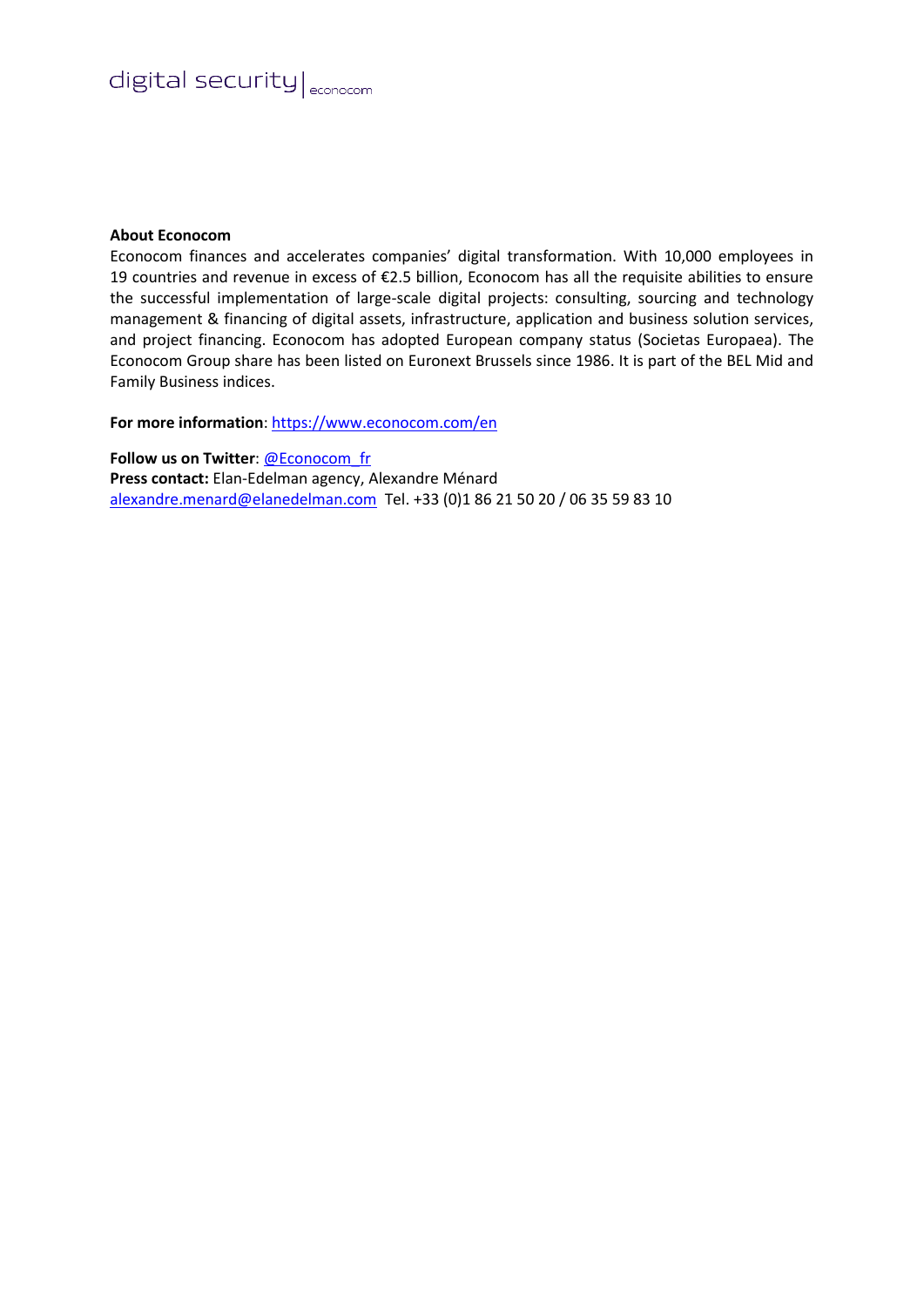**About Econocom**

Econocom finances and accelerates companies' digital transformation. With 10,000 employees in 19 countries and revenue in excess of €2.5 billion, Econocom has all the requisite abilities to ensure the successful implementation of large-scale digital projects: consulting, sourcing and technology management & financing of digital assets, infrastructure, application and business solution services, and project financing. Econocom has adopted European company status (Societas Europaea). The Econocom Group share has been listed on Euronext Brussels since 1986. It is part of the BEL Mid and Family Business indices.

**For more information**: https://www.econocom.com/en

**Follow us on Twitter**: @Econocom_fr

**Press contact:** Elan-Edelman agency, Alexandre Ménard
alexandre.menard@elanedelman.com Tel. +33 (0)1 86 21 50 20 / 06 35 59 83 10